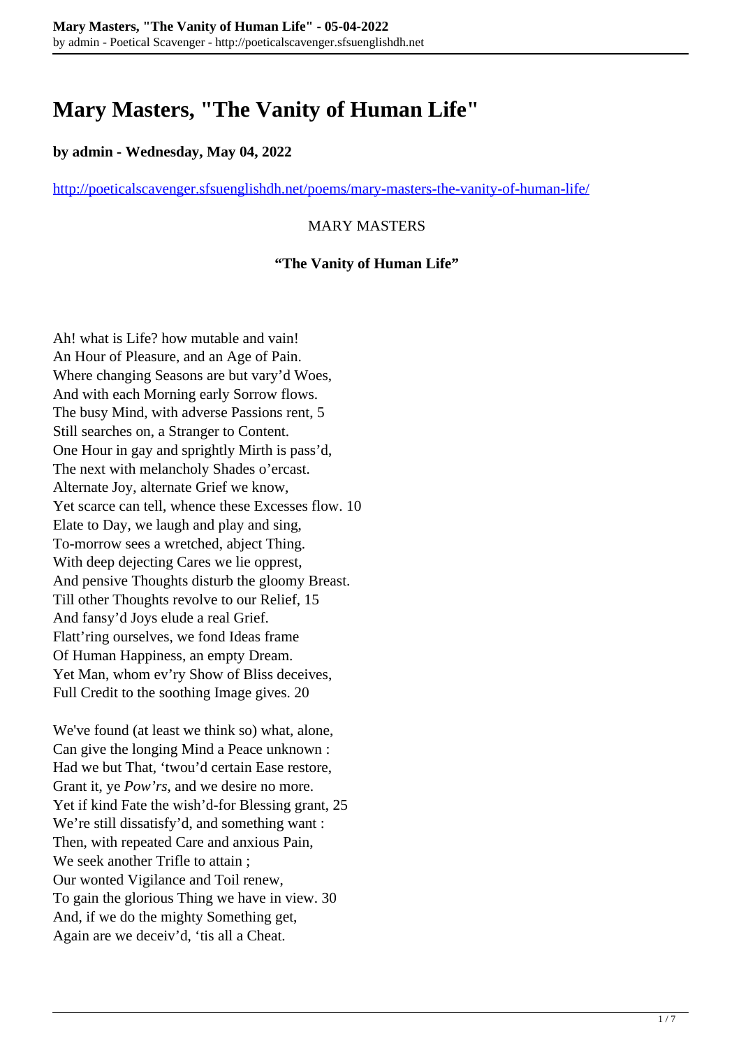# Mary Masters, "The Vanity of Human Life"

**by admin - Wednesday, May 04, 2022**

http://poeticalscavenger.sfsuenglishdh.net/poems/mary-masters-the-vanity-of-human-life/

MARY MASTERS

**"The Vanity of Human Life"**

Ah! what is Life? how mutable and vain!
An Hour of Pleasure, and an Age of Pain.
Where changing Seasons are but vary'd Woes,
And with each Morning early Sorrow flows.
The busy Mind, with adverse Passions rent, 5
Still searches on, a Stranger to Content.
One Hour in gay and sprightly Mirth is pass'd,
The next with melancholy Shades o'ercast.
Alternate Joy, alternate Grief we know,
Yet scarce can tell, whence these Excesses flow. 10
Elate to Day, we laugh and play and sing,
To-morrow sees a wretched, abject Thing.
With deep dejecting Cares we lie oppress,
And pensive Thoughts disturb the gloomy Breast.
Till other Thoughts revolve to our Relief, 15
And fansy'd Joys elude a real Grief.
Flatt'ring ourselves, we fond Ideas frame
Of Human Happiness, an empty Dream.
Yet Man, whom ev'ry Show of Bliss deceives,
Full Credit to the soothing Image gives. 20

We've found (at least we think so) what, alone,
Can give the longing Mind a Peace unknown :
Had we but That, 'twou'd certain Ease restore,
Grant it, ye *Pow'rs*, and we desire no more.
Yet if kind Fate the wish'd-for Blessing grant, 25
We're still dissatisfy'd, and something want :
Then, with repeated Care and anxious Pain,
We seek another Trifle to attain ;
Our wonted Vigilance and Toil renew,
To gain the glorious Thing we have in view. 30
And, if we do the mighty Something get,
Again are we deceiv'd, 'tis all a Cheat.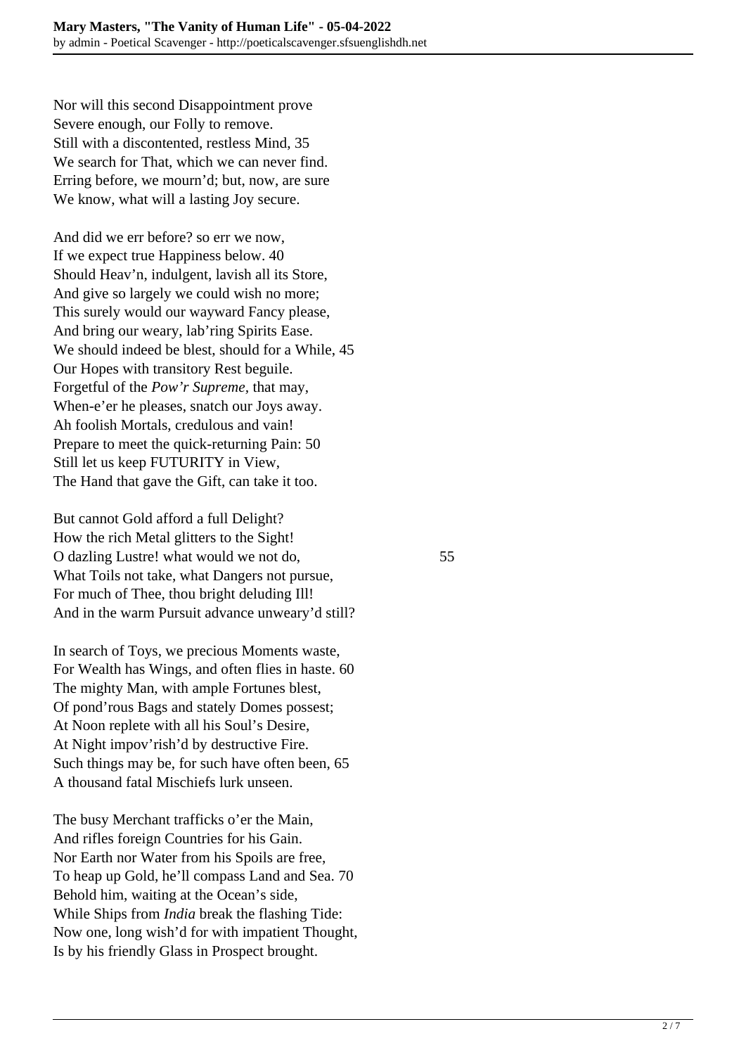Nor will this second Disappointment prove  
Severe enough, our Folly to remove.  
Still with a discontented, restless Mind, 35  
We search for That, which we can never find.  
Erring before, we mourn'd; but, now, are sure  
We know, what will a lasting Joy secure.

And did we err before? so err we now,  
If we expect true Happiness below. 40  
Should Heav'n, indulgent, lavish all its Store,  
And give so largely we could wish no more;  
This surely would our wayward Fancy please,  
And bring our weary, lab'ring Spirits Ease.  
We should indeed be blest, should for a While, 45  
Our Hopes with transitory Rest beguile.  
Forgetful of the *Pow'r Supreme*, that may,  
When-e'er he pleases, snatch our Joys away.  
Ah foolish Mortals, credulous and vain!  
Prepare to meet the quick-returning Pain: 50  
Still let us keep FUTURITY in View,  
The Hand that gave the Gift, can take it too.

But cannot Gold afford a full Delight?  
How the rich Metal glitters to the Sight!  
O dazling Lustre! what would we not do, 55  
What Toils not take, what Dangers not pursue,  
For much of Thee, thou bright deluding Ill!  
And in the warm Pursuit advance unweary'd still?

In search of Toys, we precious Moments waste,  
For Wealth has Wings, and often flies in haste. 60  
The mighty Man, with ample Fortunes blest,  
Of pond'rous Bags and stately Domes possest;  
At Noon replete with all his Soul's Desire,  
At Night impov'rish'd by destructive Fire.  
Such things may be, for such have often been, 65  
A thousand fatal Mischiefs lurk unseen.

The busy Merchant trafficks o'er the Main,  
And rifles foreign Countries for his Gain.  
Nor Earth nor Water from his Spoils are free,  
To heap up Gold, he'll compass Land and Sea. 70  
Behold him, waiting at the Ocean's side,  
While Ships from *India* break the flashing Tide:  
Now one, long wish'd for with impatient Thought,  
Is by his friendly Glass in Prospect brought.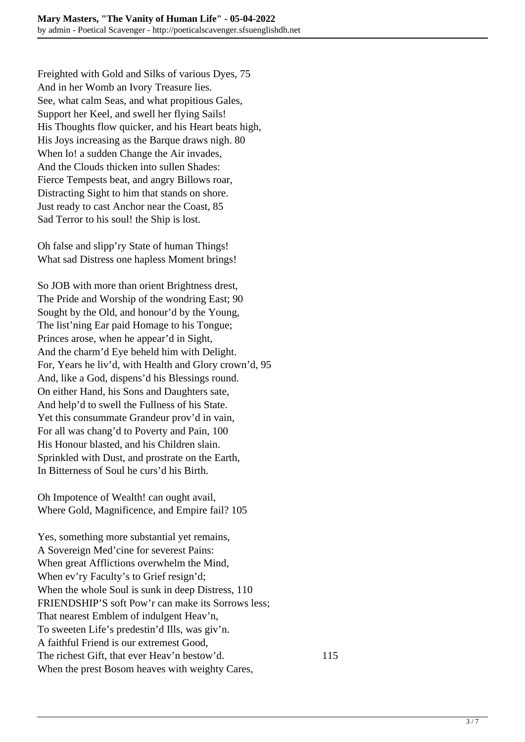Freighted with Gold and Silks of various Dyes, 75
And in her Womb an Ivory Treasure lies.
See, what calm Seas, and what propitious Gales,
Support her Keel, and swell her flying Sails!
His Thoughts flow quicker, and his Heart beats high,
His Joys increasing as the Barque draws nigh. 80
When lo! a sudden Change the Air invades,
And the Clouds thicken into sullen Shades:
Fierce Tempests beat, and angry Billows roar,
Distracting Sight to him that stands on shore.
Just ready to cast Anchor near the Coast, 85
Sad Terror to his soul! the Ship is lost.

Oh false and slipp'ry State of human Things!
What sad Distress one hapless Moment brings!

So JOB with more than orient Brightness drest,
The Pride and Worship of the wondring East; 90
Sought by the Old, and honour'd by the Young,
The list'ning Ear paid Homage to his Tongue;
Princes arose, when he appear'd in Sight,
And the charm'd Eye beheld him with Delight.
For, Years he liv'd, with Health and Glory crown'd, 95
And, like a God, dispens'd his Blessings round.
On either Hand, his Sons and Daughters sate,
And help'd to swell the Fullness of his State.
Yet this consummate Grandeur prov'd in vain,
For all was chang'd to Poverty and Pain, 100
His Honour blasted, and his Children slain.
Sprinkled with Dust, and prostrate on the Earth,
In Bitterness of Soul he curs'd his Birth.

Oh Impotence of Wealth! can ought avail,
Where Gold, Magnificence, and Empire fail? 105

Yes, something more substantial yet remains,
A Sovereign Med'cine for severest Pains:
When great Afflictions overwhelm the Mind,
When ev'ry Faculty's to Grief resign'd;
When the whole Soul is sunk in deep Distress, 110
FRIENDSHIP'S soft Pow'r can make its Sorrows less;
That nearest Emblem of indulgent Heav'n,
To sweeten Life's predestin'd Ills, was giv'n.
A faithful Friend is our extremest Good,
The richest Gift, that ever Heav'n bestow'd. 115
When the prest Bosom heaves with weighty Cares,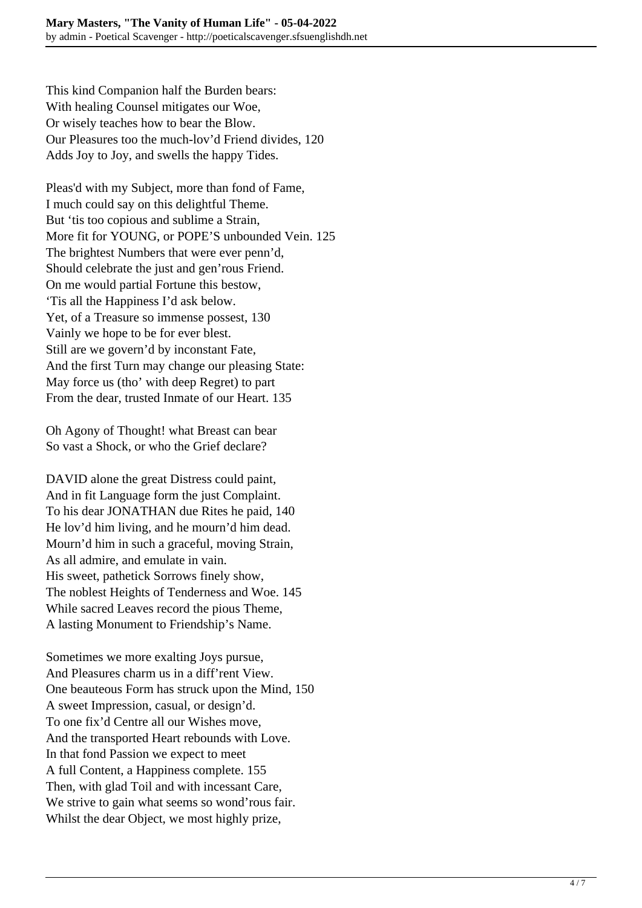This kind Companion half the Burden bears:
With healing Counsel mitigates our Woe,
Or wisely teaches how to bear the Blow.
Our Pleasures too the much-lov'd Friend divides, 120
Adds Joy to Joy, and swells the happy Tides.

Pleas'd with my Subject, more than fond of Fame,
I much could say on this delightful Theme.
But 'tis too copious and sublime a Strain,
More fit for YOUNG, or POPE'S unbounded Vein. 125
The brightest Numbers that were ever penn'd,
Should celebrate the just and gen'rous Friend.
On me would partial Fortune this bestow,
'Tis all the Happiness I'd ask below.
Yet, of a Treasure so immense possest, 130
Vainly we hope to be for ever blest.
Still are we govern'd by inconstant Fate,
And the first Turn may change our pleasing State:
May force us (tho' with deep Regret) to part
From the dear, trusted Inmate of our Heart. 135

Oh Agony of Thought! what Breast can bear
So vast a Shock, or who the Grief declare?

DAVID alone the great Distress could paint,
And in fit Language form the just Complaint.
To his dear JONATHAN due Rites he paid, 140
He lov'd him living, and he mourn'd him dead.
Mourn'd him in such a graceful, moving Strain,
As all admire, and emulate in vain.
His sweet, pathetick Sorrows finely show,
The noblest Heights of Tenderness and Woe. 145
While sacred Leaves record the pious Theme,
A lasting Monument to Friendship's Name.

Sometimes we more exalting Joys pursue,
And Pleasures charm us in a diff'rent View.
One beauteous Form has struck upon the Mind, 150
A sweet Impression, casual, or design'd.
To one fix'd Centre all our Wishes move,
And the transported Heart rebounds with Love.
In that fond Passion we expect to meet
A full Content, a Happiness complete. 155
Then, with glad Toil and with incessant Care,
We strive to gain what seems so wond'rous fair.
Whilst the dear Object, we most highly prize,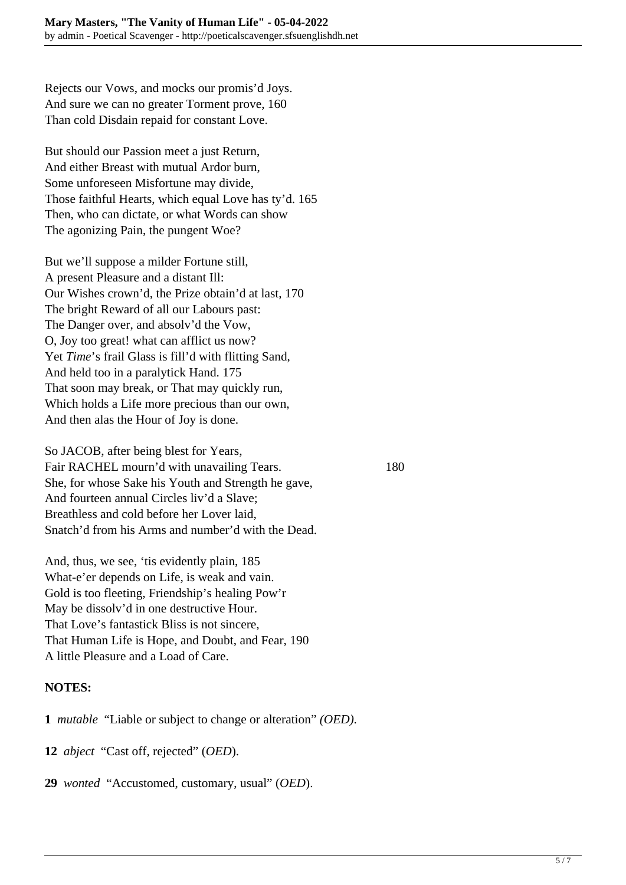Rejects our Vows, and mocks our promis'd Joys.
And sure we can no greater Torment prove, 160
Than cold Disdain repaid for constant Love.

But should our Passion meet a just Return,
And either Breast with mutual Ardor burn,
Some unforeseen Misfortune may divide,
Those faithful Hearts, which equal Love has ty'd. 165
Then, who can dictate, or what Words can show
The agonizing Pain, the pungent Woe?

But we'll suppose a milder Fortune still,
A present Pleasure and a distant Ill:
Our Wishes crown'd, the Prize obtain'd at last, 170
The bright Reward of all our Labours past:
The Danger over, and absolv'd the Vow,
O, Joy too great! what can afflict us now?
Yet *Time*'s frail Glass is fill'd with flitting Sand,
And held too in a paralytick Hand. 175
That soon may break, or That may quickly run,
Which holds a Life more precious than our own,
And then alas the Hour of Joy is done.

So JACOB, after being blest for Years,
Fair RACHEL mourn'd with unavailing Tears. 180
She, for whose Sake his Youth and Strength he gave,
And fourteen annual Circles liv'd a Slave;
Breathless and cold before her Lover laid,
Snatch'd from his Arms and number'd with the Dead.

And, thus, we see, 'tis evidently plain, 185
What-e'er depends on Life, is weak and vain.
Gold is too fleeting, Friendship's healing Pow'r
May be dissolv'd in one destructive Hour.
That Love's fantastick Bliss is not sincere,
That Human Life is Hope, and Doubt, and Fear, 190
A little Pleasure and a Load of Care.

**NOTES:**

**1** *mutable* "Liable or subject to change or alteration" *(OED)*.

**12** *abject* "Cast off, rejected" (*OED*).

**29** *wonted* "Accustomed, customary, usual" (*OED*).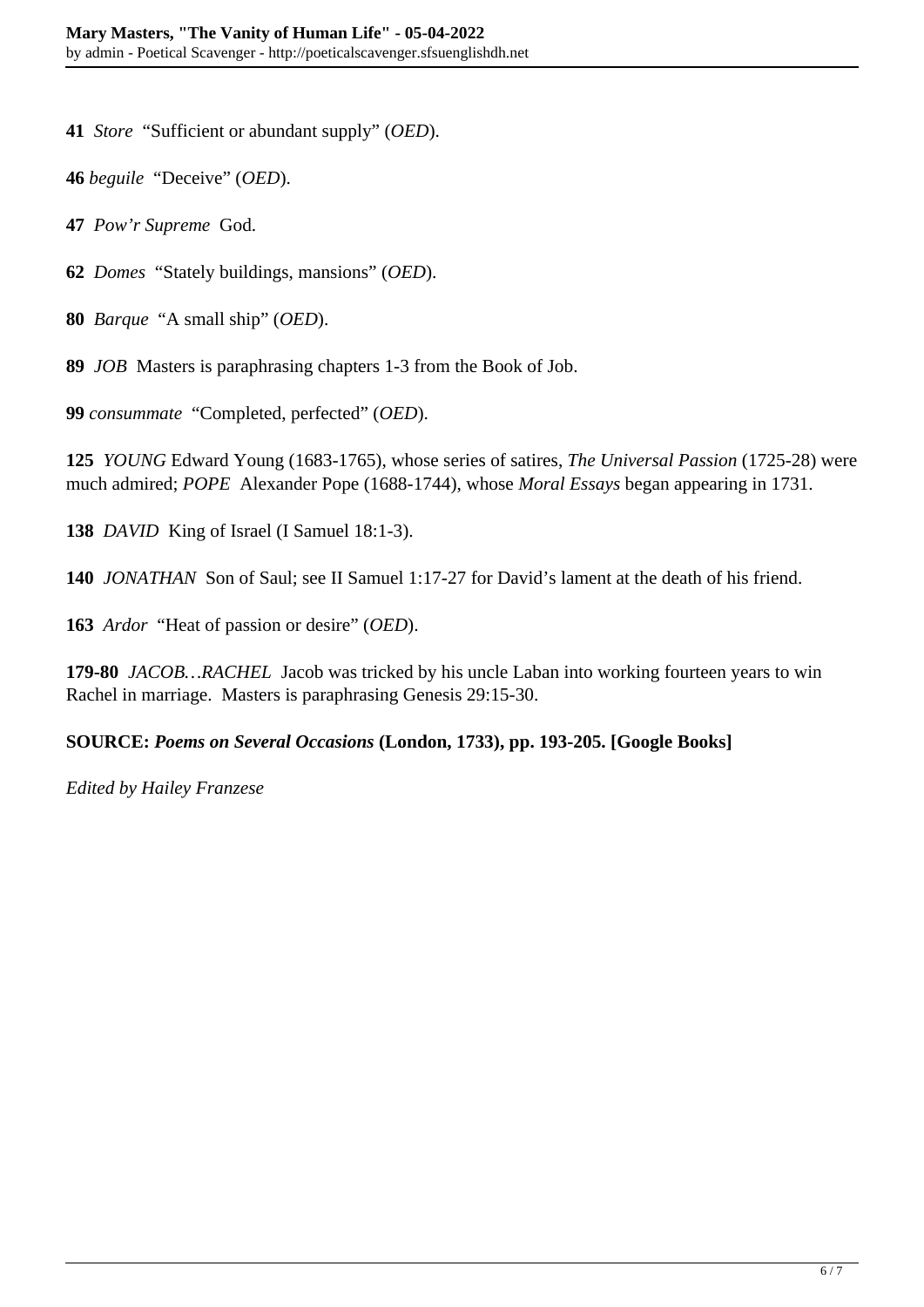**41** *Store* "Sufficient or abundant supply" (*OED*).

**46** *beguile* "Deceive" (*OED*).

**47** *Pow'r Supreme* God.

**62** *Domes* "Stately buildings, mansions" (*OED*).

**80** *Barque* "A small ship" (*OED*).

**89** *JOB* Masters is paraphrasing chapters 1-3 from the Book of Job.

**99** *consummate* "Completed, perfected" (*OED*).

**125** *YOUNG* Edward Young (1683-1765), whose series of satires, *The Universal Passion* (1725-28) were much admired; *POPE* Alexander Pope (1688-1744), whose *Moral Essays* began appearing in 1731.

**138** *DAVID* King of Israel (I Samuel 18:1-3).

**140** *JONATHAN* Son of Saul; see II Samuel 1:17-27 for David's lament at the death of his friend.

**163** *Ardor* "Heat of passion or desire" (*OED*).

**179-80** *JACOB…RACHEL* Jacob was tricked by his uncle Laban into working fourteen years to win Rachel in marriage. Masters is paraphrasing Genesis 29:15-30.

**SOURCE: *Poems on Several Occasions* (London, 1733), pp. 193-205. [Google Books]**

*Edited by Hailey Franzese*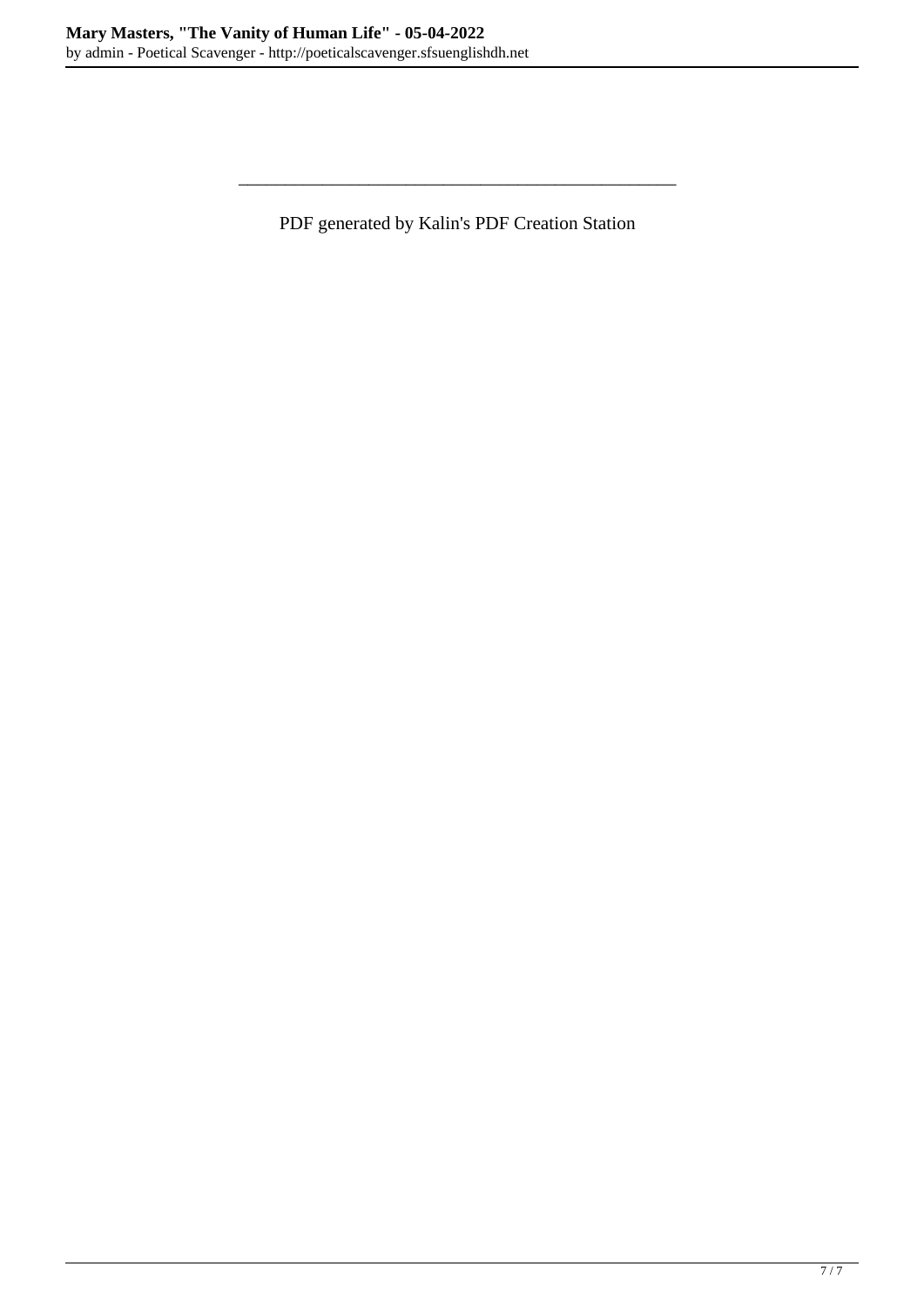---

PDF generated by Kalin's PDF Creation Station